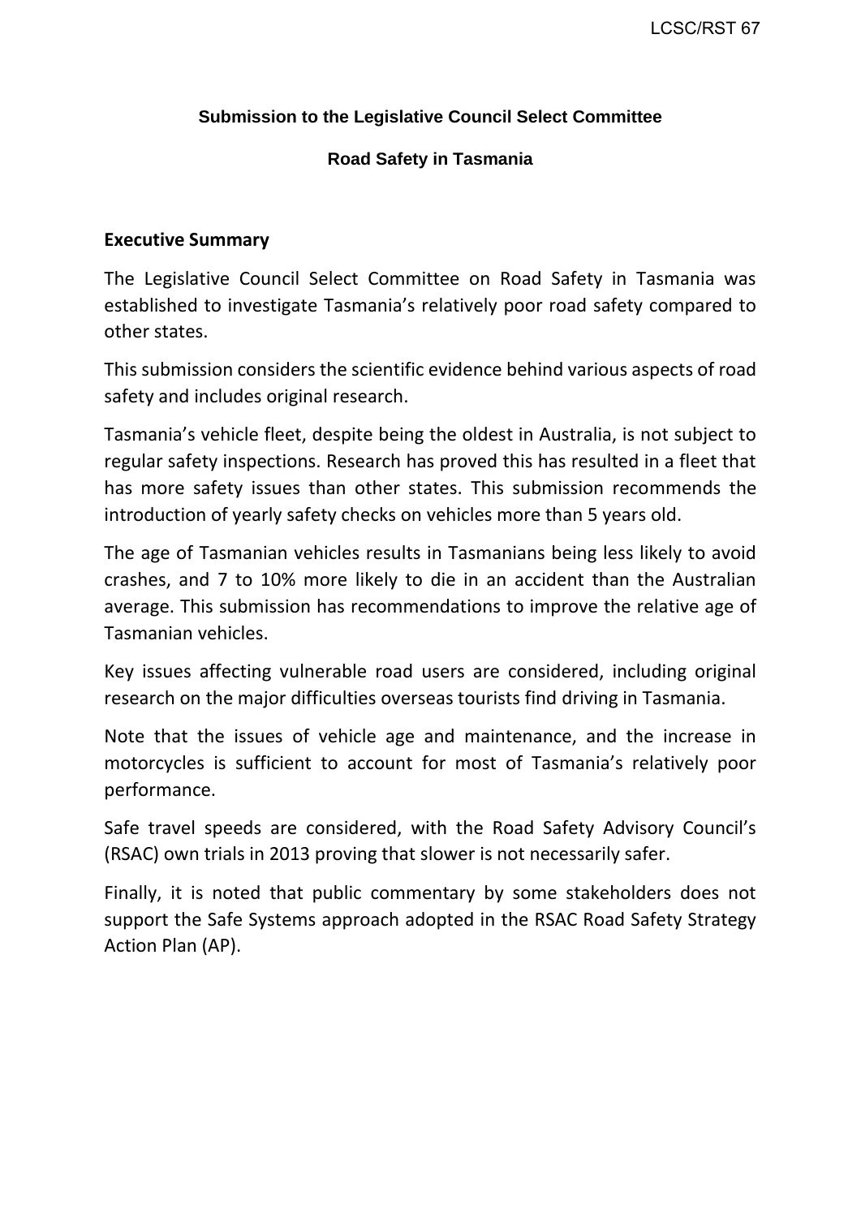**Submission to the Legislative Council Select Committee**

**Road Safety in Tasmania**

## Executive Summary

The Legislative Council Select Committee on Road Safety in Tasmania was established to investigate Tasmania's relatively poor road safety compared to other states.

This submission considers the scientific evidence behind various aspects of road safety and includes original research.

Tasmania's vehicle fleet, despite being the oldest in Australia, is not subject to regular safety inspections. Research has proved this has resulted in a fleet that has more safety issues than other states. This submission recommends the introduction of yearly safety checks on vehicles more than 5 years old.

The age of Tasmanian vehicles results in Tasmanians being less likely to avoid crashes, and 7 to 10% more likely to die in an accident than the Australian average. This submission has recommendations to improve the relative age of Tasmanian vehicles.

Key issues affecting vulnerable road users are considered, including original research on the major difficulties overseas tourists find driving in Tasmania.

Note that the issues of vehicle age and maintenance, and the increase in motorcycles is sufficient to account for most of Tasmania's relatively poor performance.

Safe travel speeds are considered, with the Road Safety Advisory Council's (RSAC) own trials in 2013 proving that slower is not necessarily safer.

Finally, it is noted that public commentary by some stakeholders does not support the Safe Systems approach adopted in the RSAC Road Safety Strategy Action Plan (AP).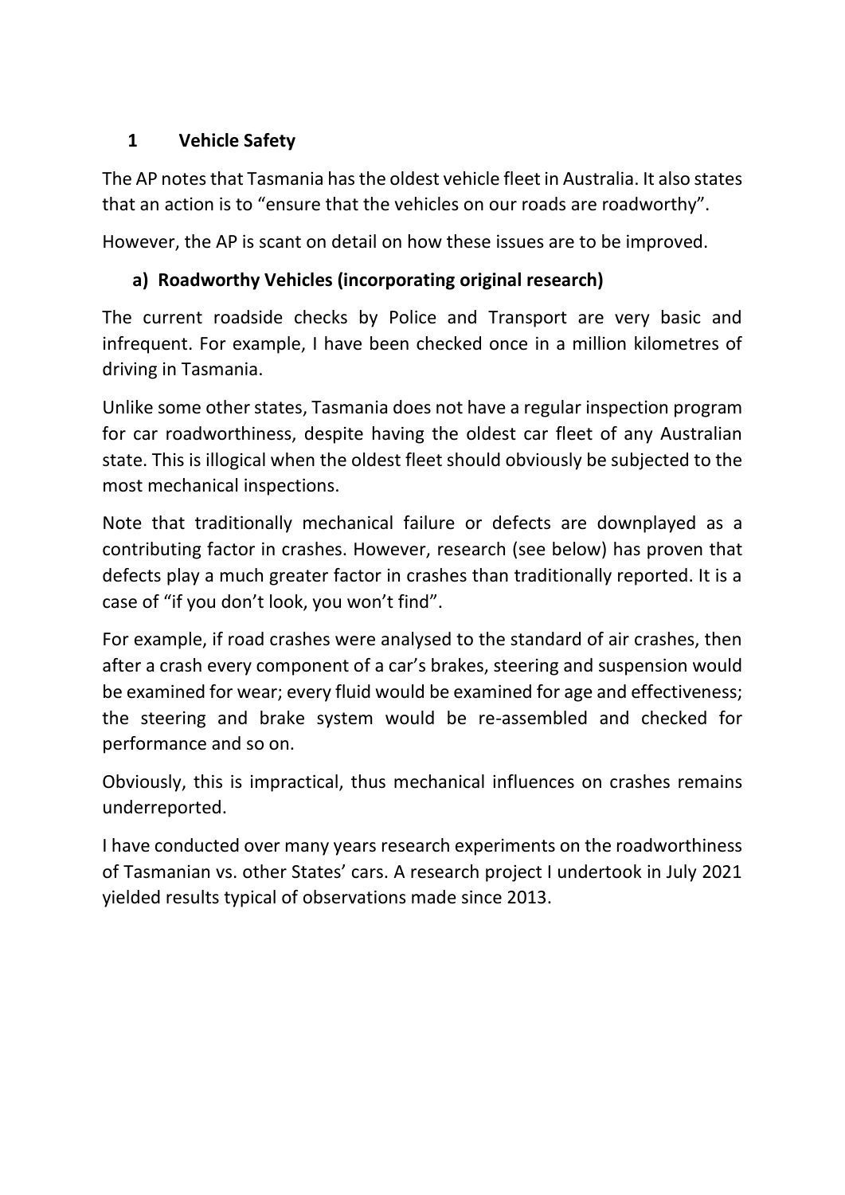## 1 Vehicle Safety

The AP notes that Tasmania has the oldest vehicle fleet in Australia. It also states that an action is to "ensure that the vehicles on our roads are roadworthy".

However, the AP is scant on detail on how these issues are to be improved.

### a) Roadworthy Vehicles (incorporating original research)

The current roadside checks by Police and Transport are very basic and infrequent. For example, I have been checked once in a million kilometres of driving in Tasmania.

Unlike some other states, Tasmania does not have a regular inspection program for car roadworthiness, despite having the oldest car fleet of any Australian state. This is illogical when the oldest fleet should obviously be subjected to the most mechanical inspections.

Note that traditionally mechanical failure or defects are downplayed as a contributing factor in crashes. However, research (see below) has proven that defects play a much greater factor in crashes than traditionally reported. It is a case of "if you don't look, you won't find".

For example, if road crashes were analysed to the standard of air crashes, then after a crash every component of a car's brakes, steering and suspension would be examined for wear; every fluid would be examined for age and effectiveness; the steering and brake system would be re-assembled and checked for performance and so on.

Obviously, this is impractical, thus mechanical influences on crashes remains underreported.

I have conducted over many years research experiments on the roadworthiness of Tasmanian vs. other States' cars. A research project I undertook in July 2021 yielded results typical of observations made since 2013.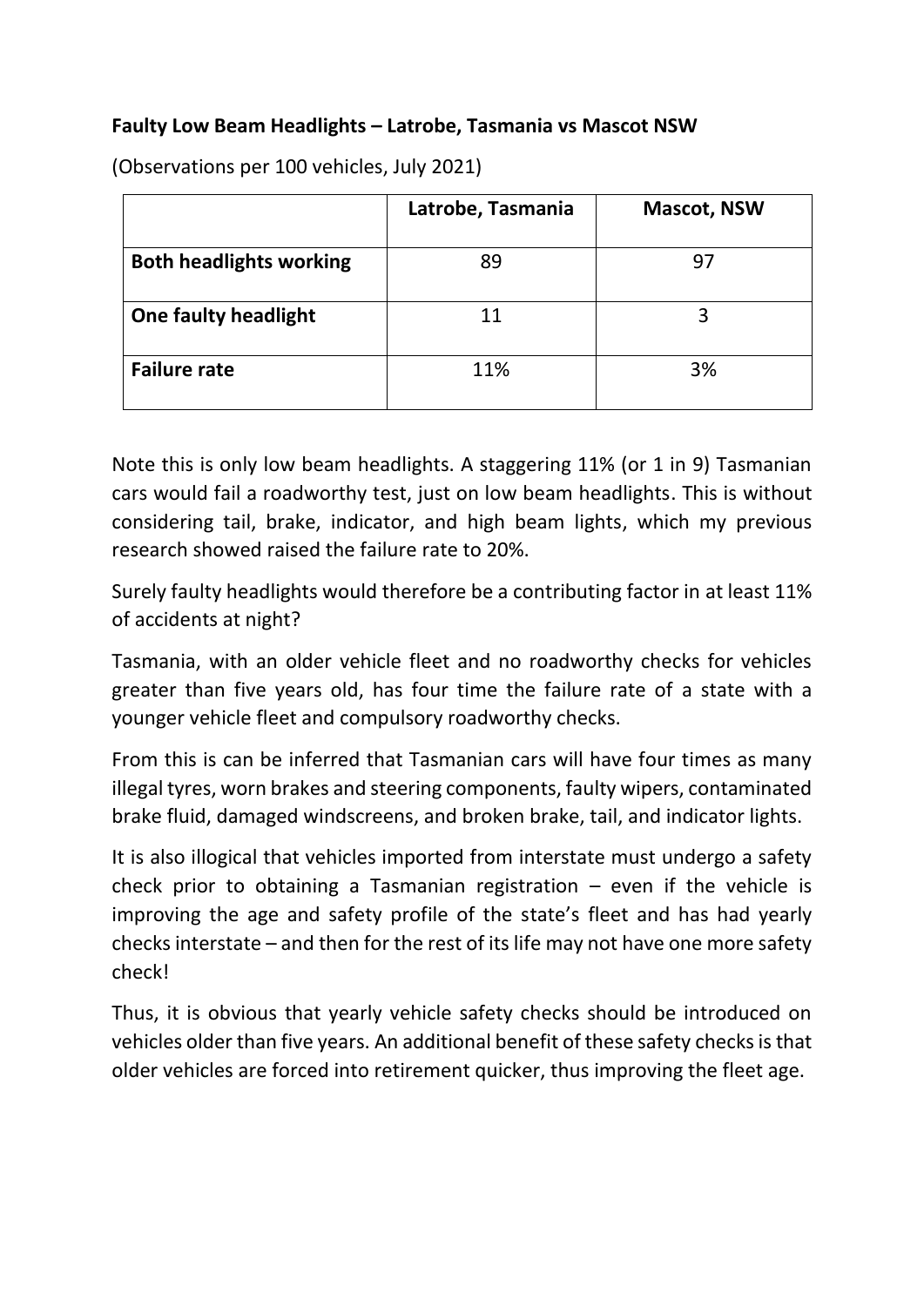**Faulty Low Beam Headlights – Latrobe, Tasmania vs Mascot NSW**

(Observations per 100 vehicles, July 2021)

| | Latrobe, Tasmania | Mascot, NSW |
|---|---|---|
| **Both headlights working** | 89 | 97 |
| **One faulty headlight** | 11 | 3 |
| **Failure rate** | 11% | 3% |

Note this is only low beam headlights. A staggering 11% (or 1 in 9) Tasmanian cars would fail a roadworthy test, just on low beam headlights. This is without considering tail, brake, indicator, and high beam lights, which my previous research showed raised the failure rate to 20%.

Surely faulty headlights would therefore be a contributing factor in at least 11% of accidents at night?

Tasmania, with an older vehicle fleet and no roadworthy checks for vehicles greater than five years old, has four time the failure rate of a state with a younger vehicle fleet and compulsory roadworthy checks.

From this is can be inferred that Tasmanian cars will have four times as many illegal tyres, worn brakes and steering components, faulty wipers, contaminated brake fluid, damaged windscreens, and broken brake, tail, and indicator lights.

It is also illogical that vehicles imported from interstate must undergo a safety check prior to obtaining a Tasmanian registration – even if the vehicle is improving the age and safety profile of the state's fleet and has had yearly checks interstate – and then for the rest of its life may not have one more safety check!

Thus, it is obvious that yearly vehicle safety checks should be introduced on vehicles older than five years. An additional benefit of these safety checks is that older vehicles are forced into retirement quicker, thus improving the fleet age.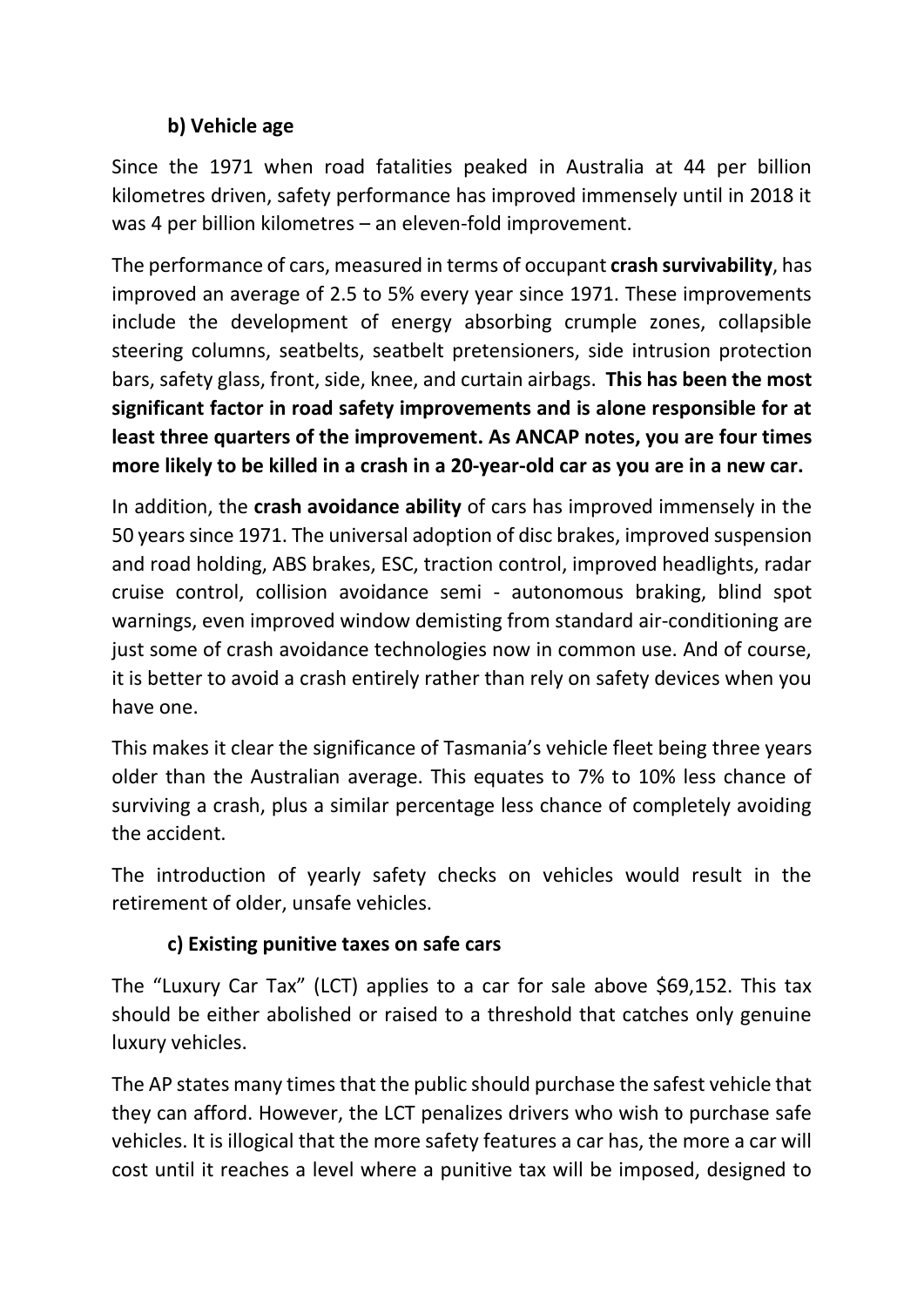### b) Vehicle age

Since the 1971 when road fatalities peaked in Australia at 44 per billion kilometres driven, safety performance has improved immensely until in 2018 it was 4 per billion kilometres – an eleven-fold improvement.

The performance of cars, measured in terms of occupant **crash survivability**, has improved an average of 2.5 to 5% every year since 1971. These improvements include the development of energy absorbing crumple zones, collapsible steering columns, seatbelts, seatbelt pretensioners, side intrusion protection bars, safety glass, front, side, knee, and curtain airbags. **This has been the most significant factor in road safety improvements and is alone responsible for at least three quarters of the improvement. As ANCAP notes, you are four times more likely to be killed in a crash in a 20-year-old car as you are in a new car.**

In addition, the **crash avoidance ability** of cars has improved immensely in the 50 years since 1971. The universal adoption of disc brakes, improved suspension and road holding, ABS brakes, ESC, traction control, improved headlights, radar cruise control, collision avoidance semi - autonomous braking, blind spot warnings, even improved window demisting from standard air-conditioning are just some of crash avoidance technologies now in common use. And of course, it is better to avoid a crash entirely rather than rely on safety devices when you have one.

This makes it clear the significance of Tasmania's vehicle fleet being three years older than the Australian average. This equates to 7% to 10% less chance of surviving a crash, plus a similar percentage less chance of completely avoiding the accident.

The introduction of yearly safety checks on vehicles would result in the retirement of older, unsafe vehicles.

### c) Existing punitive taxes on safe cars

The "Luxury Car Tax" (LCT) applies to a car for sale above $69,152. This tax should be either abolished or raised to a threshold that catches only genuine luxury vehicles.

The AP states many times that the public should purchase the safest vehicle that they can afford. However, the LCT penalizes drivers who wish to purchase safe vehicles. It is illogical that the more safety features a car has, the more a car will cost until it reaches a level where a punitive tax will be imposed, designed to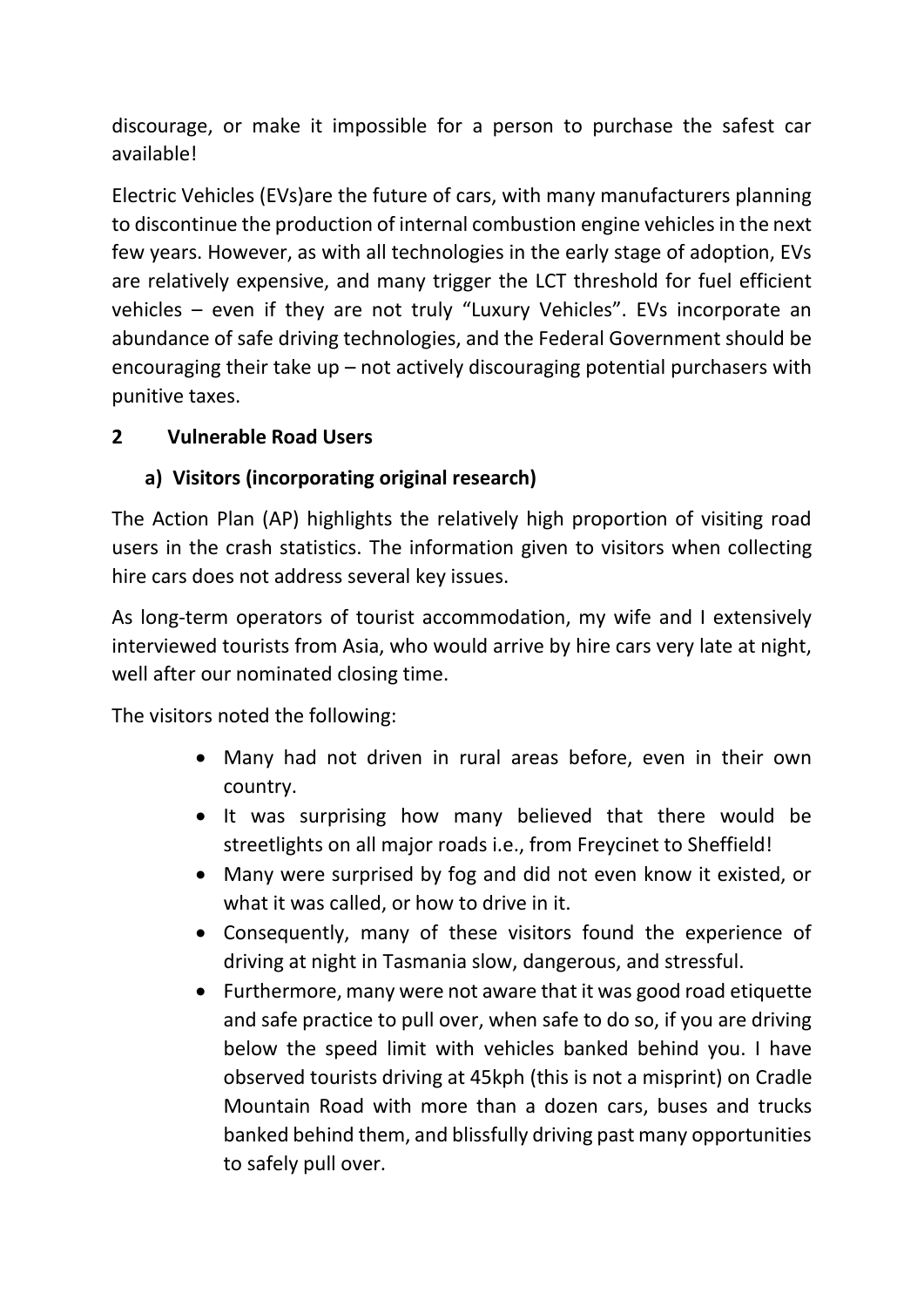discourage, or make it impossible for a person to purchase the safest car available!

Electric Vehicles (EVs)are the future of cars, with many manufacturers planning to discontinue the production of internal combustion engine vehicles in the next few years. However, as with all technologies in the early stage of adoption, EVs are relatively expensive, and many trigger the LCT threshold for fuel efficient vehicles – even if they are not truly "Luxury Vehicles". EVs incorporate an abundance of safe driving technologies, and the Federal Government should be encouraging their take up – not actively discouraging potential purchasers with punitive taxes.

## 2 Vulnerable Road Users

### a) Visitors (incorporating original research)

The Action Plan (AP) highlights the relatively high proportion of visiting road users in the crash statistics. The information given to visitors when collecting hire cars does not address several key issues.

As long-term operators of tourist accommodation, my wife and I extensively interviewed tourists from Asia, who would arrive by hire cars very late at night, well after our nominated closing time.

The visitors noted the following:

- Many had not driven in rural areas before, even in their own country.
- It was surprising how many believed that there would be streetlights on all major roads i.e., from Freycinet to Sheffield!
- Many were surprised by fog and did not even know it existed, or what it was called, or how to drive in it.
- Consequently, many of these visitors found the experience of driving at night in Tasmania slow, dangerous, and stressful.
- Furthermore, many were not aware that it was good road etiquette and safe practice to pull over, when safe to do so, if you are driving below the speed limit with vehicles banked behind you. I have observed tourists driving at 45kph (this is not a misprint) on Cradle Mountain Road with more than a dozen cars, buses and trucks banked behind them, and blissfully driving past many opportunities to safely pull over.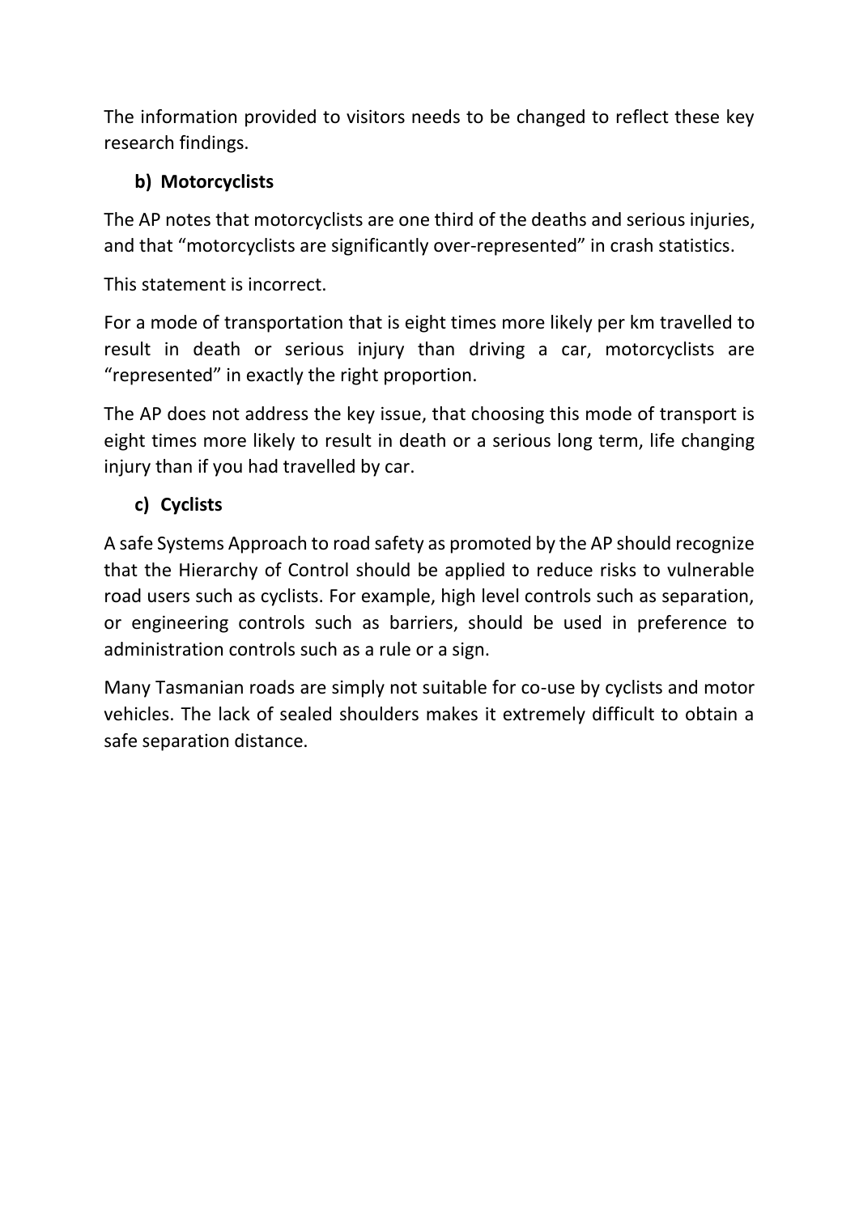The information provided to visitors needs to be changed to reflect these key research findings.

### b) Motorcyclists

The AP notes that motorcyclists are one third of the deaths and serious injuries, and that "motorcyclists are significantly over-represented" in crash statistics.

This statement is incorrect.

For a mode of transportation that is eight times more likely per km travelled to result in death or serious injury than driving a car, motorcyclists are "represented" in exactly the right proportion.

The AP does not address the key issue, that choosing this mode of transport is eight times more likely to result in death or a serious long term, life changing injury than if you had travelled by car.

### c) Cyclists

A safe Systems Approach to road safety as promoted by the AP should recognize that the Hierarchy of Control should be applied to reduce risks to vulnerable road users such as cyclists. For example, high level controls such as separation, or engineering controls such as barriers, should be used in preference to administration controls such as a rule or a sign.

Many Tasmanian roads are simply not suitable for co-use by cyclists and motor vehicles. The lack of sealed shoulders makes it extremely difficult to obtain a safe separation distance.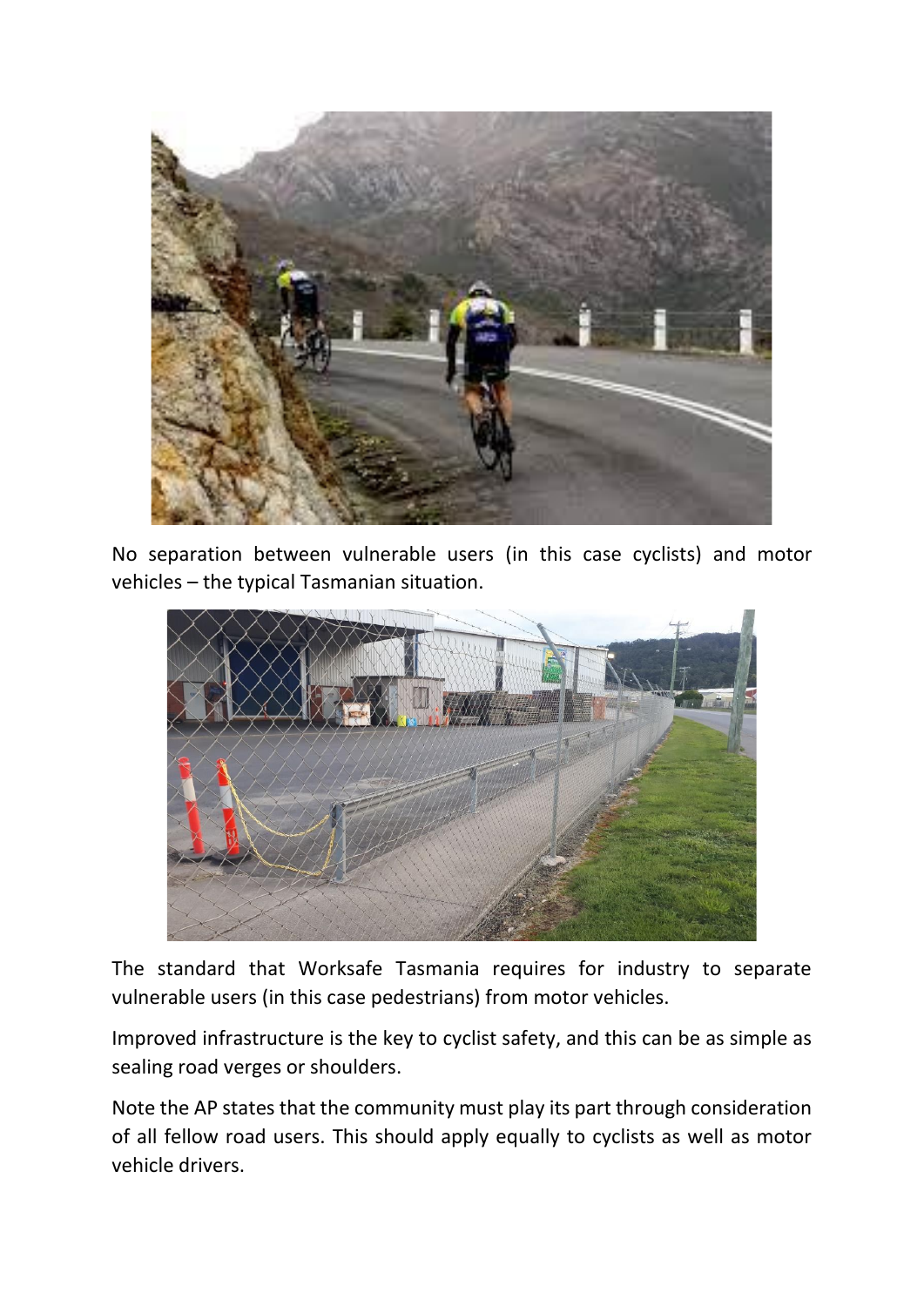No separation between vulnerable users (in this case cyclists) and motor vehicles – the typical Tasmanian situation.

The standard that Worksafe Tasmania requires for industry to separate vulnerable users (in this case pedestrians) from motor vehicles.

Improved infrastructure is the key to cyclist safety, and this can be as simple as sealing road verges or shoulders.

Note the AP states that the community must play its part through consideration of all fellow road users. This should apply equally to cyclists as well as motor vehicle drivers.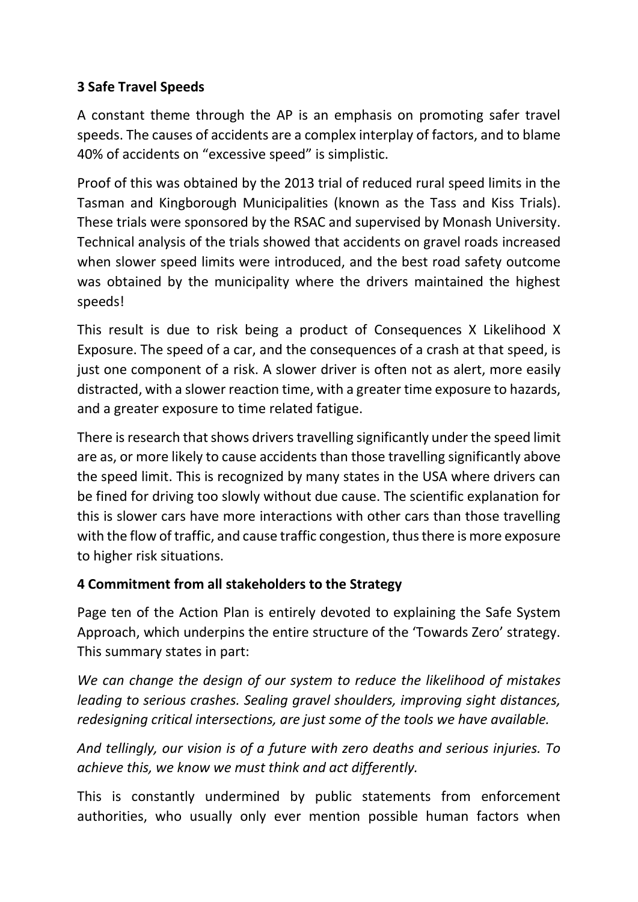**3 Safe Travel Speeds**

A constant theme through the AP is an emphasis on promoting safer travel speeds. The causes of accidents are a complex interplay of factors, and to blame 40% of accidents on "excessive speed" is simplistic.

Proof of this was obtained by the 2013 trial of reduced rural speed limits in the Tasman and Kingborough Municipalities (known as the Tass and Kiss Trials). These trials were sponsored by the RSAC and supervised by Monash University. Technical analysis of the trials showed that accidents on gravel roads increased when slower speed limits were introduced, and the best road safety outcome was obtained by the municipality where the drivers maintained the highest speeds!

This result is due to risk being a product of Consequences X Likelihood X Exposure. The speed of a car, and the consequences of a crash at that speed, is just one component of a risk. A slower driver is often not as alert, more easily distracted, with a slower reaction time, with a greater time exposure to hazards, and a greater exposure to time related fatigue.

There is research that shows drivers travelling significantly under the speed limit are as, or more likely to cause accidents than those travelling significantly above the speed limit. This is recognized by many states in the USA where drivers can be fined for driving too slowly without due cause. The scientific explanation for this is slower cars have more interactions with other cars than those travelling with the flow of traffic, and cause traffic congestion, thus there is more exposure to higher risk situations.

**4 Commitment from all stakeholders to the Strategy**

Page ten of the Action Plan is entirely devoted to explaining the Safe System Approach, which underpins the entire structure of the 'Towards Zero' strategy. This summary states in part:

*We can change the design of our system to reduce the likelihood of mistakes leading to serious crashes. Sealing gravel shoulders, improving sight distances, redesigning critical intersections, are just some of the tools we have available.*

*And tellingly, our vision is of a future with zero deaths and serious injuries. To achieve this, we know we must think and act differently.*

This is constantly undermined by public statements from enforcement authorities, who usually only ever mention possible human factors when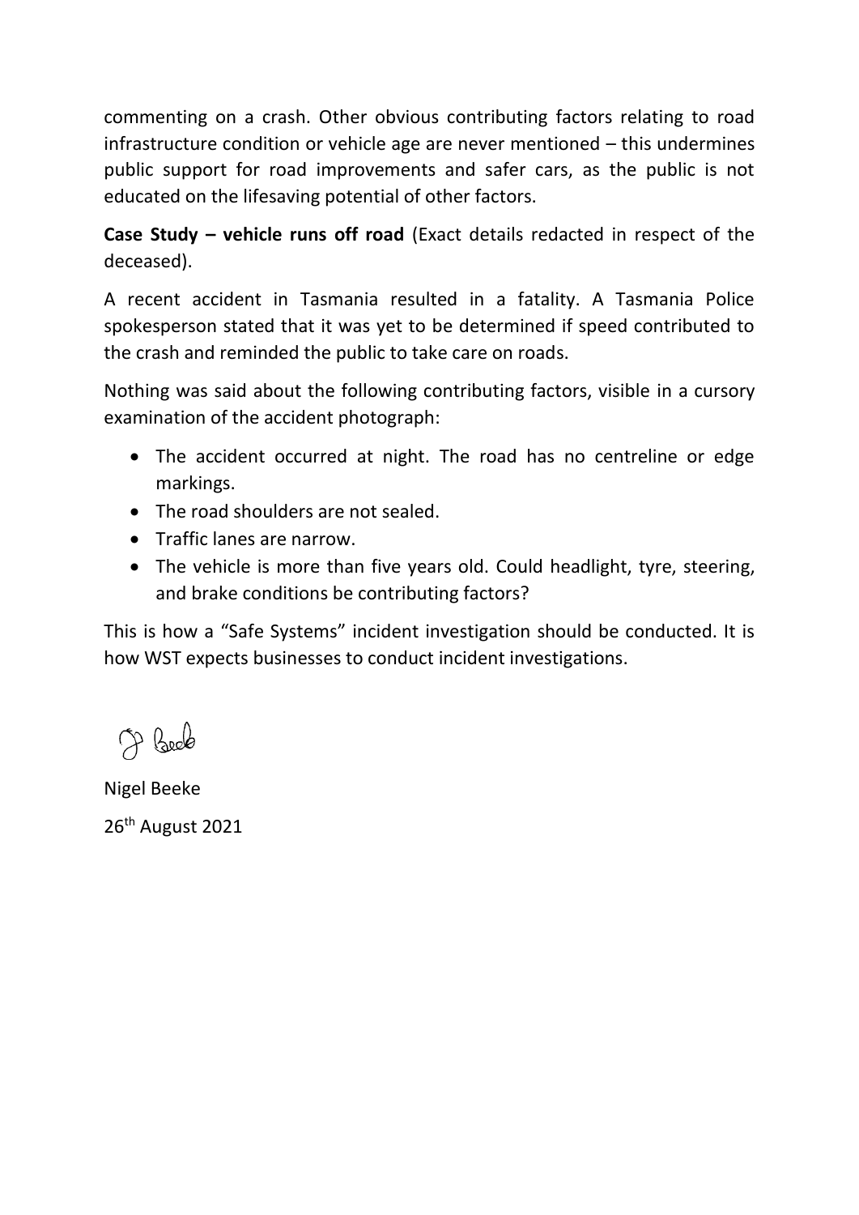commenting on a crash. Other obvious contributing factors relating to road infrastructure condition or vehicle age are never mentioned – this undermines public support for road improvements and safer cars, as the public is not educated on the lifesaving potential of other factors.

**Case Study – vehicle runs off road** (Exact details redacted in respect of the deceased).

A recent accident in Tasmania resulted in a fatality. A Tasmania Police spokesperson stated that it was yet to be determined if speed contributed to the crash and reminded the public to take care on roads.

Nothing was said about the following contributing factors, visible in a cursory examination of the accident photograph:

- The accident occurred at night. The road has no centreline or edge markings.
- The road shoulders are not sealed.
- Traffic lanes are narrow.
- The vehicle is more than five years old. Could headlight, tyre, steering, and brake conditions be contributing factors?

This is how a "Safe Systems" incident investigation should be conducted. It is how WST expects businesses to conduct incident investigations.

Nigel Beeke

26th August 2021